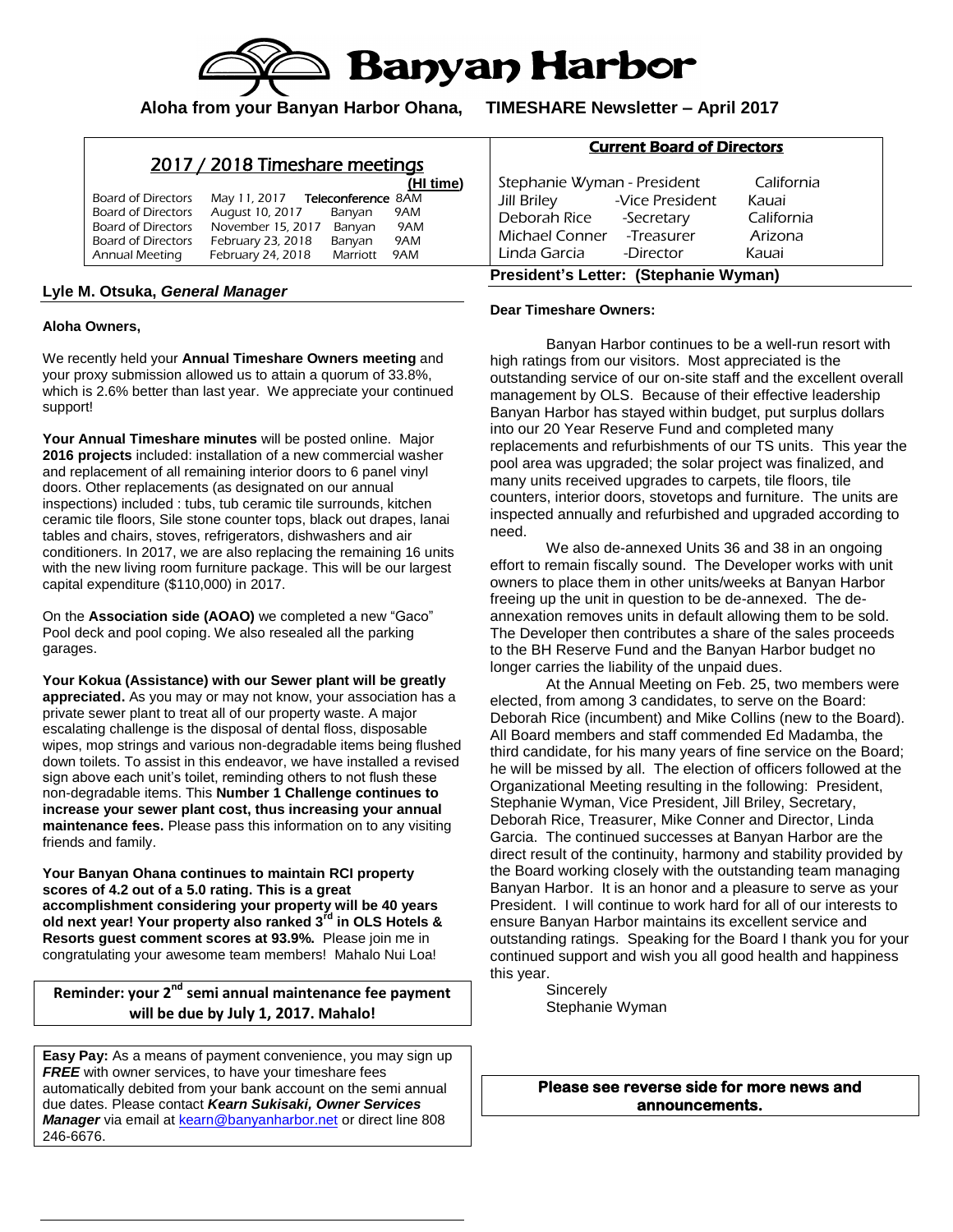# Banyan Harbor

**Aloha from your Banyan Harbor Ohana, TIMESHARE Newsletter – April 2017**

## 2017 / 2018 Timeshare meetings

| | | | (HI time) |
|---|---|---|---|
| Board of Directors | May 11, 2017 | **Teleconference** | 8AM |
| Board of Directors | August 10, 2017 | Banyan | 9AM |
| Board of Directors | November 15, 2017 | Banyan | 9AM |
| Board of Directors | February 23, 2018 | Banyan | 9AM |
| Annual Meeting | February 24, 2018 | Marriott | 9AM |

## Lyle M. Otsuka, *General Manager*

**Aloha Owners,**

We recently held your **Annual Timeshare Owners meeting** and your proxy submission allowed us to attain a quorum of 33.8%, which is 2.6% better than last year. We appreciate your continued support!

**Your Annual Timeshare minutes** will be posted online. Major **2016 projects** included: installation of a new commercial washer and replacement of all remaining interior doors to 6 panel vinyl doors. Other replacements (as designated on our annual inspections) included : tubs, tub ceramic tile surrounds, kitchen ceramic tile floors, Sile stone counter tops, black out drapes, lanai tables and chairs, stoves, refrigerators, dishwashers and air conditioners. In 2017, we are also replacing the remaining 16 units with the new living room furniture package. This will be our largest capital expenditure ($110,000) in 2017.

On the **Association side (AOAO)** we completed a new "Gaco" Pool deck and pool coping. We also resealed all the parking garages.

**Your Kokua (Assistance) with our Sewer plant will be greatly appreciated.** As you may or may not know, your association has a private sewer plant to treat all of our property waste. A major escalating challenge is the disposal of dental floss, disposable wipes, mop strings and various non-degradable items being flushed down toilets. To assist in this endeavor, we have installed a revised sign above each unit's toilet, reminding others to not flush these non-degradable items. This **Number 1 Challenge continues to increase your sewer plant cost, thus increasing your annual maintenance fees.** Please pass this information on to any visiting friends and family.

**Your Banyan Ohana continues to maintain RCI property scores of 4.2 out of a 5.0 rating. This is a great accomplishment considering your property will be 40 years old next year! Your property also ranked 3rd in OLS Hotels & Resorts guest comment scores at 93.9%.** Please join me in congratulating your awesome team members! Mahalo Nui Loa!

**Reminder: your 2nd semi annual maintenance fee payment will be due by July 1, 2017. Mahalo!**

**Easy Pay:** As a means of payment convenience, you may sign up ***FREE*** with owner services, to have your timeshare fees automatically debited from your bank account on the semi annual due dates. Please contact ***Kearn Sukisaki, Owner Services Manager*** via email at kearn@banyanharbor.net or direct line 808 246-6676.

## Current Board of Directors

| Name | Office | Location |
|---|---|---|
| Stephanie Wyman | President | California |
| Jill Briley | Vice President | Kauai |
| Deborah Rice | Secretary | California |
| Michael Conner | Treasurer | Arizona |
| Linda Garcia | Director | Kauai |

## President's Letter: (Stephanie Wyman)

**Dear Timeshare Owners:**

Banyan Harbor continues to be a well-run resort with high ratings from our visitors. Most appreciated is the outstanding service of our on-site staff and the excellent overall management by OLS. Because of their effective leadership Banyan Harbor has stayed within budget, put surplus dollars into our 20 Year Reserve Fund and completed many replacements and refurbishments of our TS units. This year the pool area was upgraded; the solar project was finalized, and many units received upgrades to carpets, tile floors, tile counters, interior doors, stovetops and furniture. The units are inspected annually and refurbished and upgraded according to need.

We also de-annexed Units 36 and 38 in an ongoing effort to remain fiscally sound. The Developer works with unit owners to place them in other units/weeks at Banyan Harbor freeing up the unit in question to be de-annexed. The de-annexation removes units in default allowing them to be sold. The Developer then contributes a share of the sales proceeds to the BH Reserve Fund and the Banyan Harbor budget no longer carries the liability of the unpaid dues.

At the Annual Meeting on Feb. 25, two members were elected, from among 3 candidates, to serve on the Board: Deborah Rice (incumbent) and Mike Collins (new to the Board). All Board members and staff commended Ed Madamba, the third candidate, for his many years of fine service on the Board; he will be missed by all. The election of officers followed at the Organizational Meeting resulting in the following: President, Stephanie Wyman, Vice President, Jill Briley, Secretary, Deborah Rice, Treasurer, Mike Conner and Director, Linda Garcia. The continued successes at Banyan Harbor are the direct result of the continuity, harmony and stability provided by the Board working closely with the outstanding team managing Banyan Harbor. It is an honor and a pleasure to serve as your President. I will continue to work hard for all of our interests to ensure Banyan Harbor maintains its excellent service and outstanding ratings. Speaking for the Board I thank you for your continued support and wish you all good health and happiness this year.

Sincerely
Stephanie Wyman

**Please see reverse side for more news and announcements.**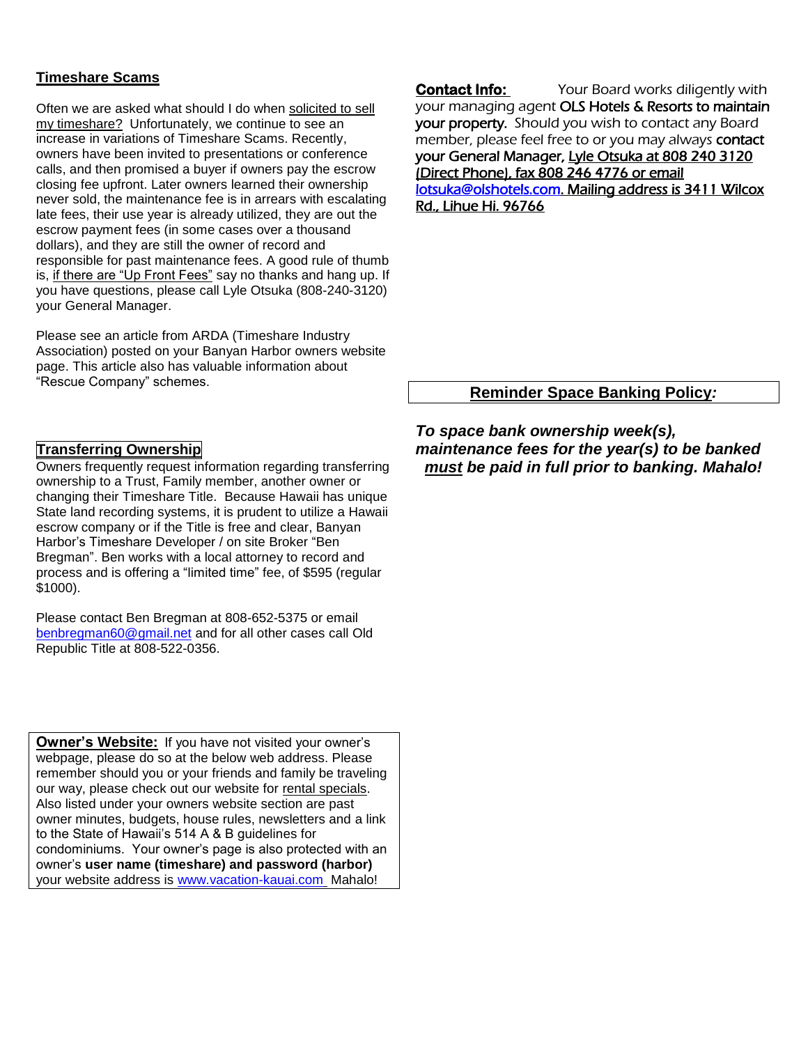## Timeshare Scams

Often we are asked what should I do when solicited to sell my timeshare? Unfortunately, we continue to see an increase in variations of Timeshare Scams. Recently, owners have been invited to presentations or conference calls, and then promised a buyer if owners pay the escrow closing fee upfront. Later owners learned their ownership never sold, the maintenance fee is in arrears with escalating late fees, their use year is already utilized, they are out the escrow payment fees (in some cases over a thousand dollars), and they are still the owner of record and responsible for past maintenance fees. A good rule of thumb is, if there are "Up Front Fees" say no thanks and hang up. If you have questions, please call Lyle Otsuka (808-240-3120) your General Manager.

Please see an article from ARDA (Timeshare Industry Association) posted on your Banyan Harbor owners website page. This article also has valuable information about "Rescue Company" schemes.

## Transferring Ownership

Owners frequently request information regarding transferring ownership to a Trust, Family member, another owner or changing their Timeshare Title. Because Hawaii has unique State land recording systems, it is prudent to utilize a Hawaii escrow company or if the Title is free and clear, Banyan Harbor's Timeshare Developer / on site Broker "Ben Bregman". Ben works with a local attorney to record and process and is offering a "limited time" fee, of $595 (regular $1000).

Please contact Ben Bregman at 808-652-5375 or email benbregman60@gmail.net and for all other cases call Old Republic Title at 808-522-0356.

**Owner's Website:** If you have not visited your owner's webpage, please do so at the below web address. Please remember should you or your friends and family be traveling our way, please check out our website for rental specials. Also listed under your owners website section are past owner minutes, budgets, house rules, newsletters and a link to the State of Hawaii's 514 A & B guidelines for condominiums. Your owner's page is also protected with an owner's **user name (timeshare) and password (harbor)** your website address is www.vacation-kauai.com Mahalo!

**Contact Info:** *Your Board works diligently with your managing agent* **OLS Hotels & Resorts to maintain your property.** *Should you wish to contact any Board member, please feel free to or you may always* **contact your General Manager, Lyle Otsuka at 808 240 3120 (Direct Phone), fax 808 246 4776 or email lotsuka@olshotels.com. Mailing address is 3411 Wilcox Rd., Lihue Hi. 96766**

## Reminder Space Banking Policy:

***To space bank ownership week(s), maintenance fees for the year(s) to be banked must be paid in full prior to banking. Mahalo!***